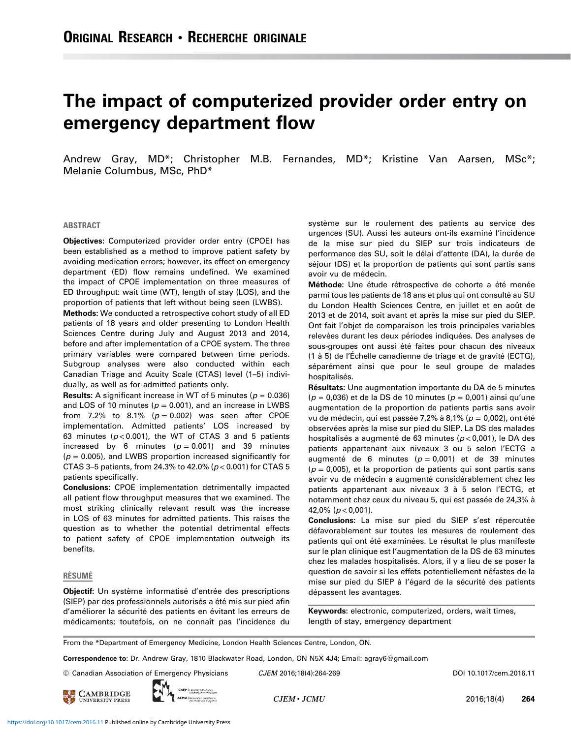**Original Research • Recherche originale**

# The impact of computerized provider order entry on emergency department flow

Andrew Gray, MD*; Christopher M.B. Fernandes, MD*; Kristine Van Aarsen, MSc*; Melanie Columbus, MSc, PhD*

## ABSTRACT

**Objectives:** Computerized provider order entry (CPOE) has been established as a method to improve patient safety by avoiding medication errors; however, its effect on emergency department (ED) flow remains undefined. We examined the impact of CPOE implementation on three measures of ED throughput: wait time (WT), length of stay (LOS), and the proportion of patients that left without being seen (LWBS).

**Methods:** We conducted a retrospective cohort study of all ED patients of 18 years and older presenting to London Health Sciences Centre during July and August 2013 and 2014, before and after implementation of a CPOE system. The three primary variables were compared between time periods. Subgroup analyses were also conducted within each Canadian Triage and Acuity Scale (CTAS) level (1–5) individually, as well as for admitted patients only.

**Results:** A significant increase in WT of 5 minutes ($p = 0.036$) and LOS of 10 minutes ($p = 0.001$), and an increase in LWBS from 7.2% to 8.1% ($p = 0.002$) was seen after CPOE implementation. Admitted patients' LOS increased by 63 minutes ($p < 0.001$), the WT of CTAS 3 and 5 patients increased by 6 minutes ($p = 0.001$) and 39 minutes ($p = 0.005$), and LWBS proportion increased significantly for CTAS 3–5 patients, from 24.3% to 42.0% ($p < 0.001$) for CTAS 5 patients specifically.

**Conclusions:** CPOE implementation detrimentally impacted all patient flow throughput measures that we examined. The most striking clinically relevant result was the increase in LOS of 63 minutes for admitted patients. This raises the question as to whether the potential detrimental effects to patient safety of CPOE implementation outweigh its benefits.

## RÉSUMÉ

**Objectif**: Un système informatisé d'entrée des prescriptions (SIEP) par des professionnels autorisés a été mis sur pied afin d'améliorer la sécurité des patients en évitant les erreurs de médicaments; toutefois, on ne connaît pas l'incidence du système sur le roulement des patients au service des urgences (SU). Aussi les auteurs ont-ils examiné l'incidence de la mise sur pied du SIEP sur trois indicateurs de performance des SU, soit le délai d'attente (DA), la durée de séjour (DS) et la proportion de patients qui sont partis sans avoir vu de médecin.

**Méthode**: Une étude rétrospective de cohorte a été menée parmi tous les patients de 18 ans et plus qui ont consulté au SU du London Health Sciences Centre, en juillet et en août de 2013 et de 2014, soit avant et après la mise sur pied du SIEP. Ont fait l'objet de comparaison les trois principales variables relevées durant les deux périodes indiquées. Des analyses de sous-groupes ont aussi été faites pour chacun des niveaux (1 à 5) de l'Échelle canadienne de triage et de gravité (ECTG), séparément ainsi que pour le seul groupe de malades hospitalisés.

**Résultats**: Une augmentation importante du DA de 5 minutes ($p = 0{,}036$) et de la DS de 10 minutes ($p = 0{,}001$) ainsi qu'une augmentation de la proportion de patients partis sans avoir vu de médecin, qui est passée 7,2% à 8,1% ($p = 0{,}002$), ont été observées après la mise sur pied du SIEP. La DS des malades hospitalisés a augmenté de 63 minutes ($p < 0{,}001$), le DA des patients appartenant aux niveaux 3 ou 5 selon l'ECTG a augmenté de 6 minutes ($p = 0{,}001$) et de 39 minutes ($p = 0{,}005$), et la proportion de patients qui sont partis sans avoir vu de médecin a augmenté considérablement chez les patients appartenant aux niveaux 3 à 5 selon l'ECTG, et notamment chez ceux du niveau 5, qui est passée de 24,3% à 42,0% ($p < 0{,}001$).

**Conclusions**: La mise sur pied du SIEP s'est répercutée défavorablement sur toutes les mesures de roulement des patients qui ont été examinées. Le résultat le plus manifeste sur le plan clinique est l'augmentation de la DS de 63 minutes chez les malades hospitalisés. Alors, il y a lieu de se poser la question de savoir si les effets potentiellement néfastes de la mise sur pied du SIEP à l'égard de la sécurité des patients dépassent les avantages.

**Keywords:** electronic, computerized, orders, wait times, length of stay, emergency department

From the *Department of Emergency Medicine, London Health Sciences Centre, London, ON.

**Correspondence to**: Dr. Andrew Gray, 1810 Blackwater Road, London, ON N5X 4J4; Email: agray6@gmail.com

© Canadian Association of Emergency Physicians *CJEM* 2016;18(4):264-269 DOI 10.1017/cem.2016.11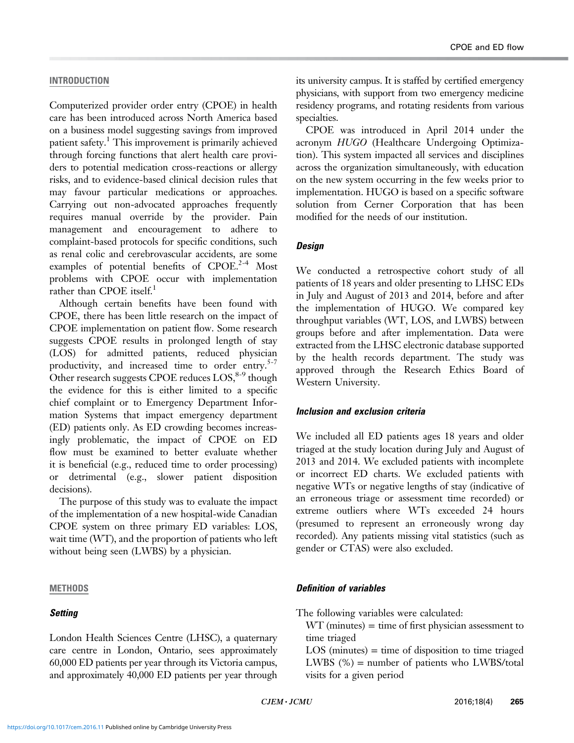## INTRODUCTION

Computerized provider order entry (CPOE) in health care has been introduced across North America based on a business model suggesting savings from improved patient safety.[1] This improvement is primarily achieved through forcing functions that alert health care providers to potential medication cross-reactions or allergy risks, and to evidence-based clinical decision rules that may favour particular medications or approaches. Carrying out non-advocated approaches frequently requires manual override by the provider. Pain management and encouragement to adhere to complaint-based protocols for specific conditions, such as renal colic and cerebrovascular accidents, are some examples of potential benefits of CPOE.[2-4] Most problems with CPOE occur with implementation rather than CPOE itself.[1]

Although certain benefits have been found with CPOE, there has been little research on the impact of CPOE implementation on patient flow. Some research suggests CPOE results in prolonged length of stay (LOS) for admitted patients, reduced physician productivity, and increased time to order entry.[5-7] Other research suggests CPOE reduces LOS,[8-9] though the evidence for this is either limited to a specific chief complaint or to Emergency Department Information Systems that impact emergency department (ED) patients only. As ED crowding becomes increasingly problematic, the impact of CPOE on ED flow must be examined to better evaluate whether it is beneficial (e.g., reduced time to order processing) or detrimental (e.g., slower patient disposition decisions).

The purpose of this study was to evaluate the impact of the implementation of a new hospital-wide Canadian CPOE system on three primary ED variables: LOS, wait time (WT), and the proportion of patients who left without being seen (LWBS) by a physician.

## METHODS

### *Setting*

London Health Sciences Centre (LHSC), a quaternary care centre in London, Ontario, sees approximately 60,000 ED patients per year through its Victoria campus, and approximately 40,000 ED patients per year through its university campus. It is staffed by certified emergency physicians, with support from two emergency medicine residency programs, and rotating residents from various specialties.

CPOE was introduced in April 2014 under the acronym *HUGO* (Healthcare Undergoing Optimization). This system impacted all services and disciplines across the organization simultaneously, with education on the new system occurring in the few weeks prior to implementation. HUGO is based on a specific software solution from Cerner Corporation that has been modified for the needs of our institution.

### *Design*

We conducted a retrospective cohort study of all patients of 18 years and older presenting to LHSC EDs in July and August of 2013 and 2014, before and after the implementation of HUGO. We compared key throughput variables (WT, LOS, and LWBS) between groups before and after implementation. Data were extracted from the LHSC electronic database supported by the health records department. The study was approved through the Research Ethics Board of Western University.

### *Inclusion and exclusion criteria*

We included all ED patients ages 18 years and older triaged at the study location during July and August of 2013 and 2014. We excluded patients with incomplete or incorrect ED charts. We excluded patients with negative WTs or negative lengths of stay (indicative of an erroneous triage or assessment time recorded) or extreme outliers where WTs exceeded 24 hours (presumed to represent an erroneously wrong day recorded). Any patients missing vital statistics (such as gender or CTAS) were also excluded.

### *Definition of variables*

The following variables were calculated:

WT (minutes) = time of first physician assessment to time triaged

LOS (minutes) = time of disposition to time triaged

LWBS (%) = number of patients who LWBS/total visits for a given period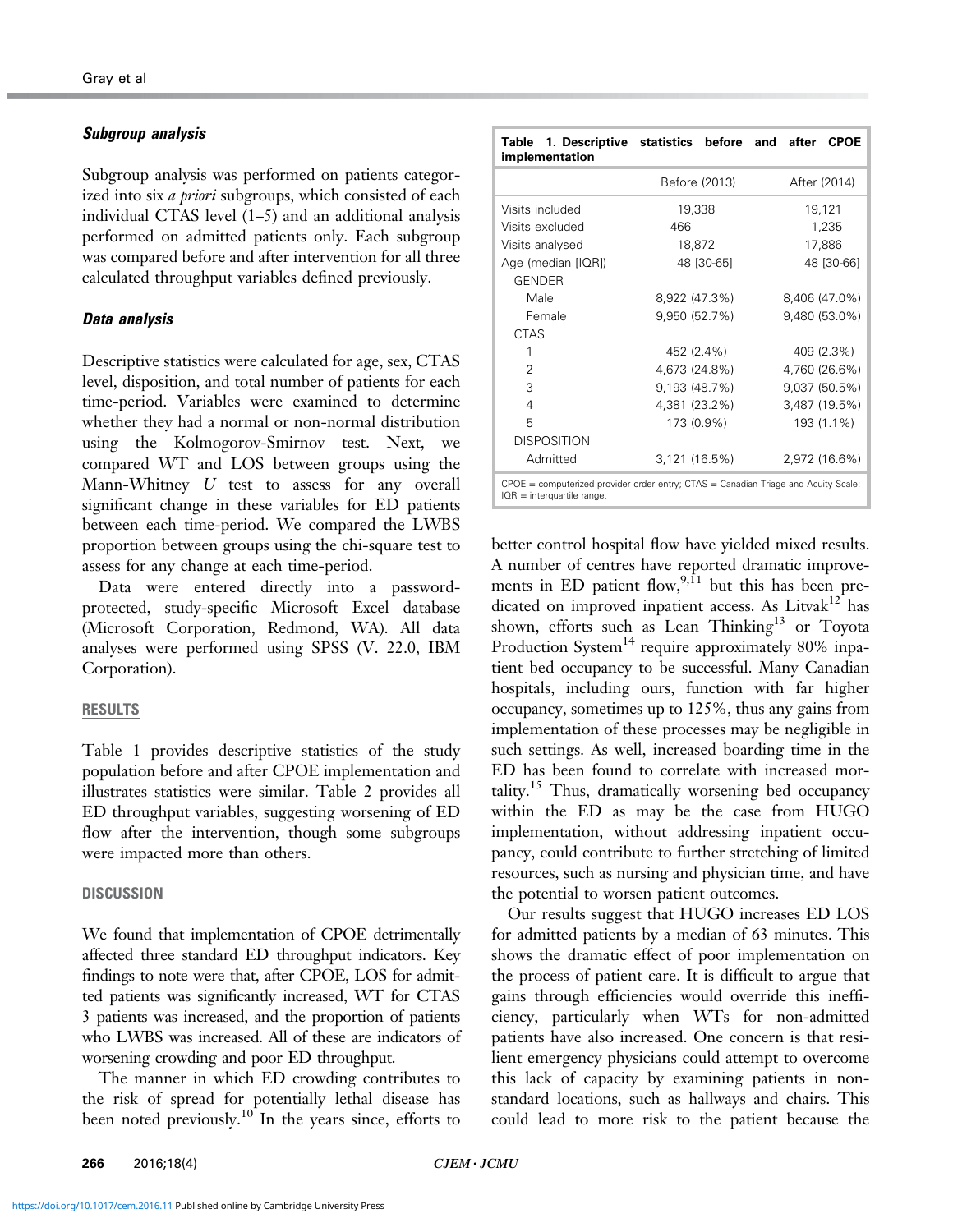### Subgroup analysis

Subgroup analysis was performed on patients categorized into six *a priori* subgroups, which consisted of each individual CTAS level (1–5) and an additional analysis performed on admitted patients only. Each subgroup was compared before and after intervention for all three calculated throughput variables defined previously.

### Data analysis

Descriptive statistics were calculated for age, sex, CTAS level, disposition, and total number of patients for each time-period. Variables were examined to determine whether they had a normal or non-normal distribution using the Kolmogorov-Smirnov test. Next, we compared WT and LOS between groups using the Mann-Whitney *U* test to assess for any overall significant change in these variables for ED patients between each time-period. We compared the LWBS proportion between groups using the chi-square test to assess for any change at each time-period.

Data were entered directly into a password-protected, study-specific Microsoft Excel database (Microsoft Corporation, Redmond, WA). All data analyses were performed using SPSS (V. 22.0, IBM Corporation).

## RESULTS

Table 1 provides descriptive statistics of the study population before and after CPOE implementation and illustrates statistics were similar. Table 2 provides all ED throughput variables, suggesting worsening of ED flow after the intervention, though some subgroups were impacted more than others.

## DISCUSSION

We found that implementation of CPOE detrimentally affected three standard ED throughput indicators. Key findings to note were that, after CPOE, LOS for admitted patients was significantly increased, WT for CTAS 3 patients was increased, and the proportion of patients who LWBS was increased. All of these are indicators of worsening crowding and poor ED throughput.

The manner in which ED crowding contributes to the risk of spread for potentially lethal disease has been noted previously.[10] In the years since, efforts to better control hospital flow have yielded mixed results. A number of centres have reported dramatic improvements in ED patient flow,[9,11] but this has been predicated on improved inpatient access. As Litvak[12] has shown, efforts such as Lean Thinking[13] or Toyota Production System[14] require approximately 80% inpatient bed occupancy to be successful. Many Canadian hospitals, including ours, function with far higher occupancy, sometimes up to 125%, thus any gains from implementation of these processes may be negligible in such settings. As well, increased boarding time in the ED has been found to correlate with increased mortality.[15] Thus, dramatically worsening bed occupancy within the ED as may be the case from HUGO implementation, without addressing inpatient occupancy, could contribute to further stretching of limited resources, such as nursing and physician time, and have the potential to worsen patient outcomes.

Our results suggest that HUGO increases ED LOS for admitted patients by a median of 63 minutes. This shows the dramatic effect of poor implementation on the process of patient care. It is difficult to argue that gains through efficiencies would override this inefficiency, particularly when WTs for non-admitted patients have also increased. One concern is that resilient emergency physicians could attempt to overcome this lack of capacity by examining patients in non-standard locations, such as hallways and chairs. This could lead to more risk to the patient because the

**Table 1. Descriptive statistics before and after CPOE implementation**

| | Before (2013) | After (2014) |
|---|---|---|
| Visits included | 19,338 | 19,121 |
| Visits excluded | 466 | 1,235 |
| Visits analysed | 18,872 | 17,886 |
| Age (median [IQR]) | 48 [30-65] | 48 [30-66] |
| GENDER | | |
| Male | 8,922 (47.3%) | 8,406 (47.0%) |
| Female | 9,950 (52.7%) | 9,480 (53.0%) |
| CTAS | | |
| 1 | 452 (2.4%) | 409 (2.3%) |
| 2 | 4,673 (24.8%) | 4,760 (26.6%) |
| 3 | 9,193 (48.7%) | 9,037 (50.5%) |
| 4 | 4,381 (23.2%) | 3,487 (19.5%) |
| 5 | 173 (0.9%) | 193 (1.1%) |
| DISPOSITION | | |
| Admitted | 3,121 (16.5%) | 2,972 (16.6%) |

CPOE = computerized provider order entry; CTAS = Canadian Triage and Acuity Scale; IQR = interquartile range.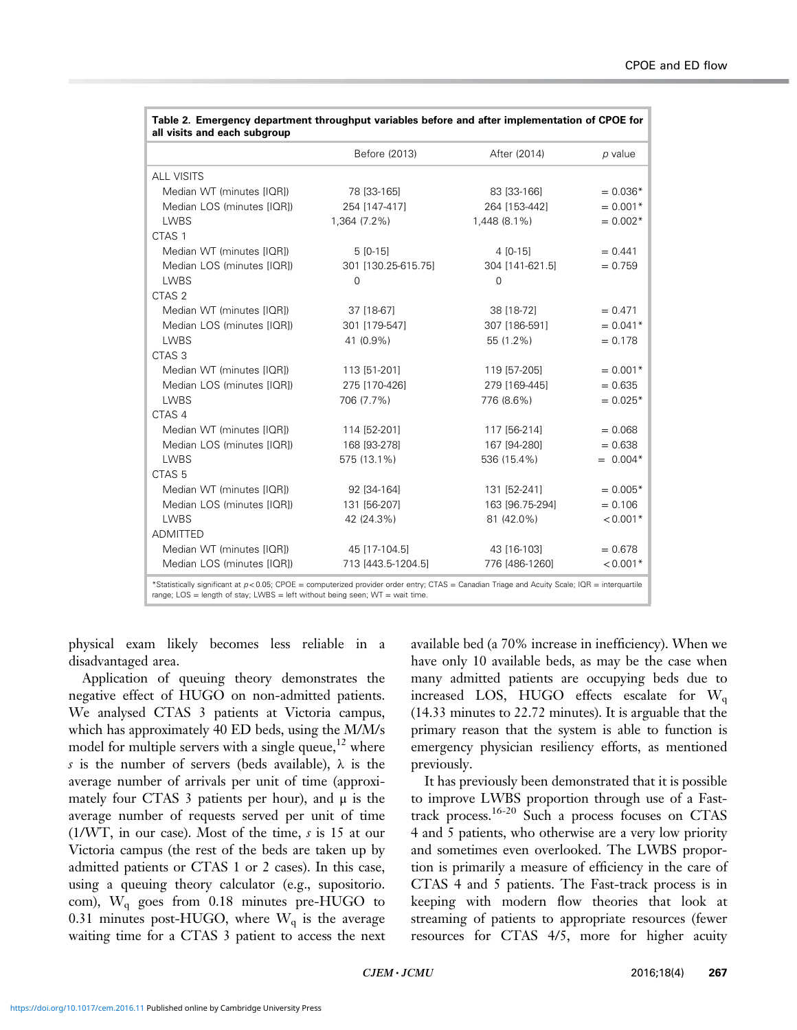**Table 2. Emergency department throughput variables before and after implementation of CPOE for all visits and each subgroup**

| | Before (2013) | After (2014) | *p* value |
|---|---|---|---|
| ALL VISITS | | | |
| Median WT (minutes [IQR]) | 78 [33-165] | 83 [33-166] | = 0.036* |
| Median LOS (minutes [IQR]) | 254 [147-417] | 264 [153-442] | = 0.001* |
| LWBS | 1,364 (7.2%) | 1,448 (8.1%) | = 0.002* |
| CTAS 1 | | | |
| Median WT (minutes [IQR]) | 5 [0-15] | 4 [0-15] | = 0.441 |
| Median LOS (minutes [IQR]) | 301 [130.25-615.75] | 304 [141-621.5] | = 0.759 |
| LWBS | 0 | 0 | |
| CTAS 2 | | | |
| Median WT (minutes [IQR]) | 37 [18-67] | 38 [18-72] | = 0.471 |
| Median LOS (minutes [IQR]) | 301 [179-547] | 307 [186-591] | = 0.041* |
| LWBS | 41 (0.9%) | 55 (1.2%) | = 0.178 |
| CTAS 3 | | | |
| Median WT (minutes [IQR]) | 113 [51-201] | 119 [57-205] | = 0.001* |
| Median LOS (minutes [IQR]) | 275 [170-426] | 279 [169-445] | = 0.635 |
| LWBS | 706 (7.7%) | 776 (8.6%) | = 0.025* |
| CTAS 4 | | | |
| Median WT (minutes [IQR]) | 114 [52-201] | 117 [56-214] | = 0.068 |
| Median LOS (minutes [IQR]) | 168 [93-278] | 167 [94-280] | = 0.638 |
| LWBS | 575 (13.1%) | 536 (15.4%) | = 0.004* |
| CTAS 5 | | | |
| Median WT (minutes [IQR]) | 92 [34-164] | 131 [52-241] | = 0.005* |
| Median LOS (minutes [IQR]) | 131 [56-207] | 163 [96.75-294] | = 0.106 |
| LWBS | 42 (24.3%) | 81 (42.0%) | < 0.001* |
| ADMITTED | | | |
| Median WT (minutes [IQR]) | 45 [17-104.5] | 43 [16-103] | = 0.678 |
| Median LOS (minutes [IQR]) | 713 [443.5-1204.5] | 776 [486-1260] | < 0.001* |

*Statistically significant at $p < 0.05$; CPOE = computerized provider order entry; CTAS = Canadian Triage and Acuity Scale; IQR = interquartile range; LOS = length of stay; LWBS = left without being seen; WT = wait time.

physical exam likely becomes less reliable in a disadvantaged area.

Application of queuing theory demonstrates the negative effect of HUGO on non-admitted patients. We analysed CTAS 3 patients at Victoria campus, which has approximately 40 ED beds, using the M/M/s model for multiple servers with a single queue,[12] where $s$ is the number of servers (beds available), $\lambda$ is the average number of arrivals per unit of time (approximately four CTAS 3 patients per hour), and $\mu$ is the average number of requests served per unit of time (1/WT, in our case). Most of the time, $s$ is 15 at our Victoria campus (the rest of the beds are taken up by admitted patients or CTAS 1 or 2 cases). In this case, using a queuing theory calculator (e.g., supositorio.com), $W_q$ goes from 0.18 minutes pre-HUGO to 0.31 minutes post-HUGO, where $W_q$ is the average waiting time for a CTAS 3 patient to access the next available bed (a 70% increase in inefficiency). When we have only 10 available beds, as may be the case when many admitted patients are occupying beds due to increased LOS, HUGO effects escalate for $W_q$ (14.33 minutes to 22.72 minutes). It is arguable that the primary reason that the system is able to function is emergency physician resiliency efforts, as mentioned previously.

It has previously been demonstrated that it is possible to improve LWBS proportion through use of a Fast-track process.[16-20] Such a process focuses on CTAS 4 and 5 patients, who otherwise are a very low priority and sometimes even overlooked. The LWBS proportion is primarily a measure of efficiency in the care of CTAS 4 and 5 patients. The Fast-track process is in keeping with modern flow theories that look at streaming of patients to appropriate resources (fewer resources for CTAS 4/5, more for higher acuity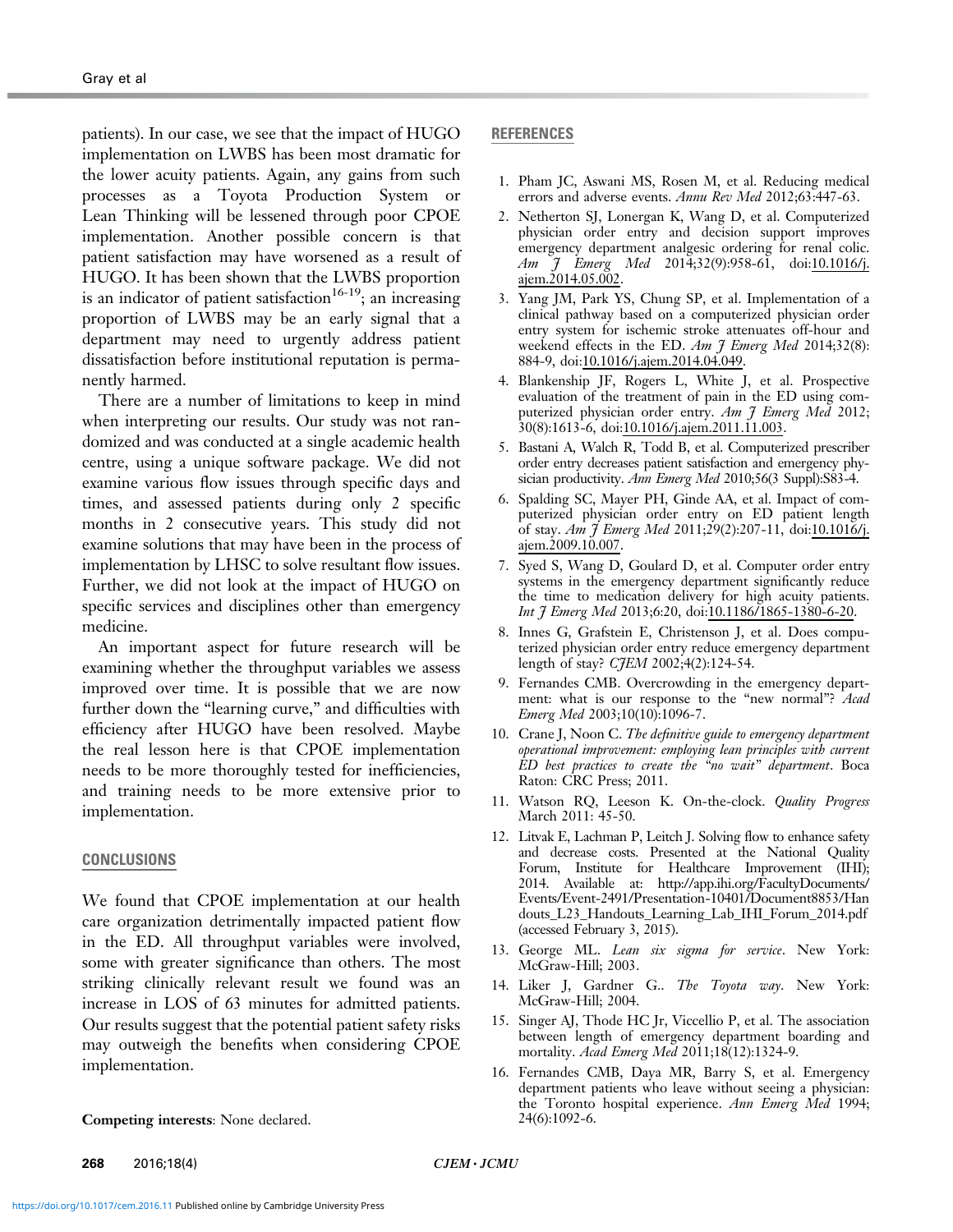patients). In our case, we see that the impact of HUGO implementation on LWBS has been most dramatic for the lower acuity patients. Again, any gains from such processes as a Toyota Production System or Lean Thinking will be lessened through poor CPOE implementation. Another possible concern is that patient satisfaction may have worsened as a result of HUGO. It has been shown that the LWBS proportion is an indicator of patient satisfaction[16-19]; an increasing proportion of LWBS may be an early signal that a department may need to urgently address patient dissatisfaction before institutional reputation is permanently harmed.

There are a number of limitations to keep in mind when interpreting our results. Our study was not randomized and was conducted at a single academic health centre, using a unique software package. We did not examine various flow issues through specific days and times, and assessed patients during only 2 specific months in 2 consecutive years. This study did not examine solutions that may have been in the process of implementation by LHSC to solve resultant flow issues. Further, we did not look at the impact of HUGO on specific services and disciplines other than emergency medicine.

An important aspect for future research will be examining whether the throughput variables we assess improved over time. It is possible that we are now further down the "learning curve," and difficulties with efficiency after HUGO have been resolved. Maybe the real lesson here is that CPOE implementation needs to be more thoroughly tested for inefficiencies, and training needs to be more extensive prior to implementation.

## CONCLUSIONS

We found that CPOE implementation at our health care organization detrimentally impacted patient flow in the ED. All throughput variables were involved, some with greater significance than others. The most striking clinically relevant result we found was an increase in LOS of 63 minutes for admitted patients. Our results suggest that the potential patient safety risks may outweigh the benefits when considering CPOE implementation.

**Competing interests**: None declared.

## REFERENCES

1. Pham JC, Aswani MS, Rosen M, et al. Reducing medical errors and adverse events. *Annu Rev Med* 2012;63:447-63.
2. Netherton SJ, Lonergan K, Wang D, et al. Computerized physician order entry and decision support improves emergency department analgesic ordering for renal colic. *Am J Emerg Med* 2014;32(9):958-61, doi:10.1016/j.ajem.2014.05.002.
3. Yang JM, Park YS, Chung SP, et al. Implementation of a clinical pathway based on a computerized physician order entry system for ischemic stroke attenuates off-hour and weekend effects in the ED. *Am J Emerg Med* 2014;32(8):884-9, doi:10.1016/j.ajem.2014.04.049.
4. Blankenship JF, Rogers L, White J, et al. Prospective evaluation of the treatment of pain in the ED using computerized physician order entry. *Am J Emerg Med* 2012;30(8):1613-6, doi:10.1016/j.ajem.2011.11.003.
5. Bastani A, Walch R, Todd B, et al. Computerized prescriber order entry decreases patient satisfaction and emergency physician productivity. *Ann Emerg Med* 2010;56(3 Suppl):S83-4.
6. Spalding SC, Mayer PH, Ginde AA, et al. Impact of computerized physician order entry on ED patient length of stay. *Am J Emerg Med* 2011;29(2):207-11, doi:10.1016/j.ajem.2009.10.007.
7. Syed S, Wang D, Goulard D, et al. Computer order entry systems in the emergency department significantly reduce the time to medication delivery for high acuity patients. *Int J Emerg Med* 2013;6:20, doi:10.1186/1865-1380-6-20.
8. Innes G, Grafstein E, Christenson J, et al. Does computerized physician order entry reduce emergency department length of stay? *CJEM* 2002;4(2):124-54.
9. Fernandes CMB. Overcrowding in the emergency department: what is our response to the "new normal"? *Acad Emerg Med* 2003;10(10):1096-7.
10. Crane J, Noon C. *The definitive guide to emergency department operational improvement: employing lean principles with current ED best practices to create the "no wait" department*. Boca Raton: CRC Press; 2011.
11. Watson RQ, Leeson K. On-the-clock. *Quality Progress* March 2011: 45-50.
12. Litvak E, Lachman P, Leitch J. Solving flow to enhance safety and decrease costs. Presented at the National Quality Forum, Institute for Healthcare Improvement (IHI); 2014. Available at: http://app.ihi.org/FacultyDocuments/Events/Event-2491/Presentation-10401/Document8853/Handouts_L23_Handouts_Learning_Lab_IHI_Forum_2014.pdf (accessed February 3, 2015).
13. George ML. *Lean six sigma for service*. New York: McGraw-Hill; 2003.
14. Liker J, Gardner G.. *The Toyota way*. New York: McGraw-Hill; 2004.
15. Singer AJ, Thode HC Jr, Viccellio P, et al. The association between length of emergency department boarding and mortality. *Acad Emerg Med* 2011;18(12):1324-9.
16. Fernandes CMB, Daya MR, Barry S, et al. Emergency department patients who leave without seeing a physician: the Toronto hospital experience. *Ann Emerg Med* 1994;24(6):1092-6.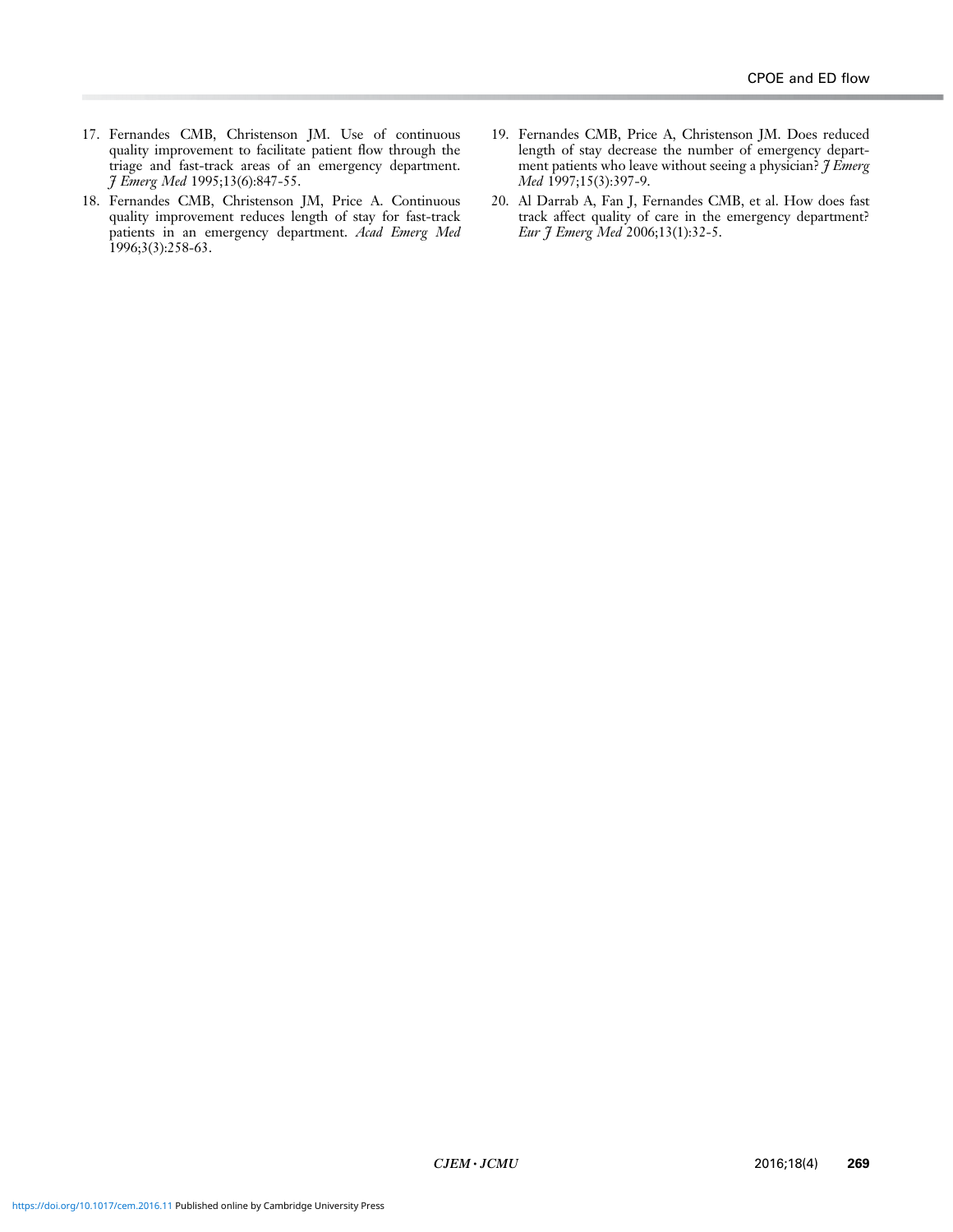17. Fernandes CMB, Christenson JM. Use of continuous quality improvement to facilitate patient flow through the triage and fast-track areas of an emergency department. *J Emerg Med* 1995;13(6):847-55.
18. Fernandes CMB, Christenson JM, Price A. Continuous quality improvement reduces length of stay for fast-track patients in an emergency department. *Acad Emerg Med* 1996;3(3):258-63.
19. Fernandes CMB, Price A, Christenson JM. Does reduced length of stay decrease the number of emergency department patients who leave without seeing a physician? *J Emerg Med* 1997;15(3):397-9.
20. Al Darrab A, Fan J, Fernandes CMB, et al. How does fast track affect quality of care in the emergency department? *Eur J Emerg Med* 2006;13(1):32-5.